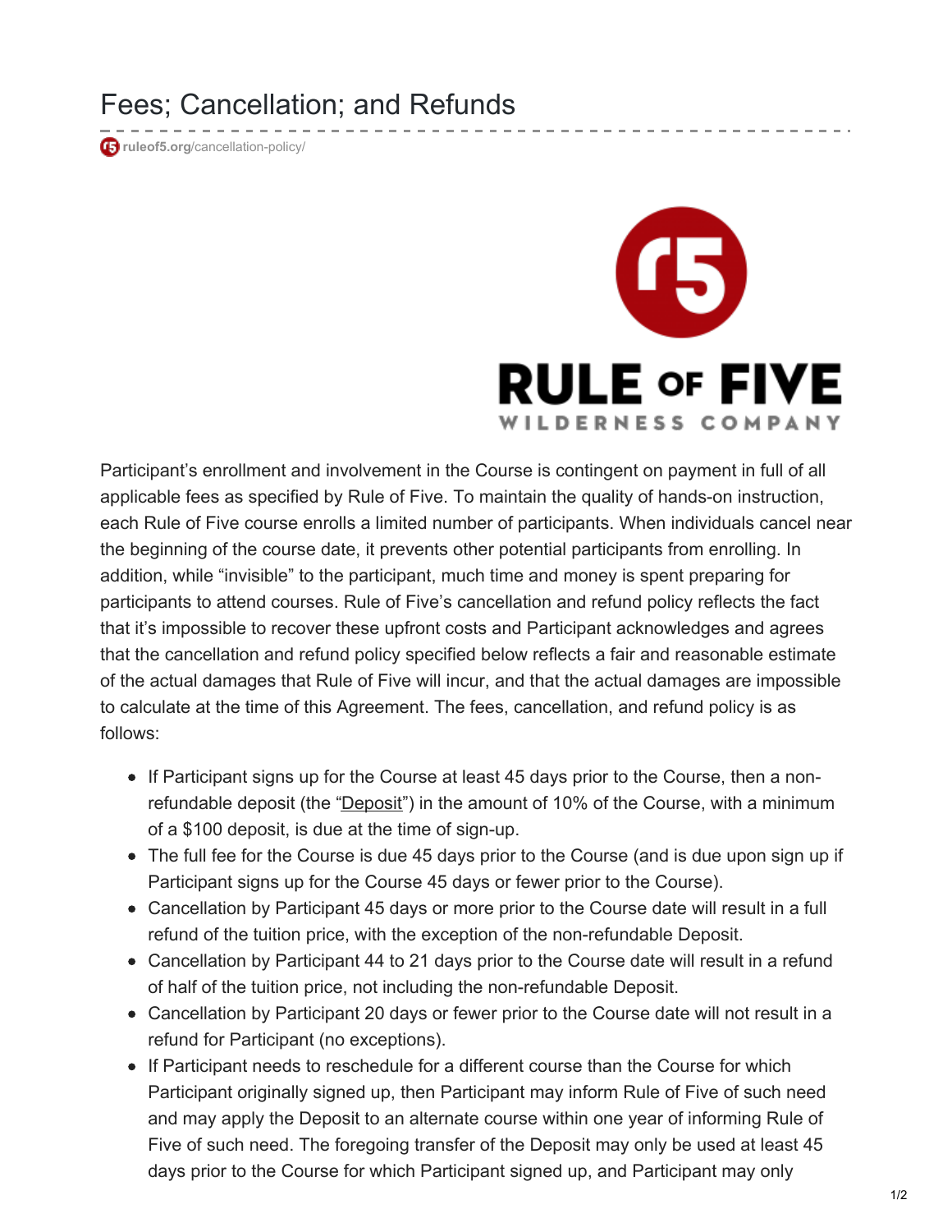# Fees; Cancellation; and Refunds

ruleof5.org/cancellation-policy/

Participant's enrollment and involvement in the Course is contingent on payment in full of all applicable fees as specified by Rule of Five. To maintain the quality of hands-on instruction, each Rule of Five course enrolls a limited number of participants. When individuals cancel near the beginning of the course date, it prevents other potential participants from enrolling. In addition, while "invisible" to the participant, much time and money is spent preparing for participants to attend courses. Rule of Five's cancellation and refund policy reflects the fact that it's impossible to recover these upfront costs and Participant acknowledges and agrees that the cancellation and refund policy specified below reflects a fair and reasonable estimate of the actual damages that Rule of Five will incur, and that the actual damages are impossible to calculate at the time of this Agreement. The fees, cancellation, and refund policy is as follows:

- If Participant signs up for the Course at least 45 days prior to the Course, then a non-refundable deposit (the "Deposit") in the amount of 10% of the Course, with a minimum of a $100 deposit, is due at the time of sign-up.
- The full fee for the Course is due 45 days prior to the Course (and is due upon sign up if Participant signs up for the Course 45 days or fewer prior to the Course).
- Cancellation by Participant 45 days or more prior to the Course date will result in a full refund of the tuition price, with the exception of the non-refundable Deposit.
- Cancellation by Participant 44 to 21 days prior to the Course date will result in a refund of half of the tuition price, not including the non-refundable Deposit.
- Cancellation by Participant 20 days or fewer prior to the Course date will not result in a refund for Participant (no exceptions).
- If Participant needs to reschedule for a different course than the Course for which Participant originally signed up, then Participant may inform Rule of Five of such need and may apply the Deposit to an alternate course within one year of informing Rule of Five of such need. The foregoing transfer of the Deposit may only be used at least 45 days prior to the Course for which Participant signed up, and Participant may only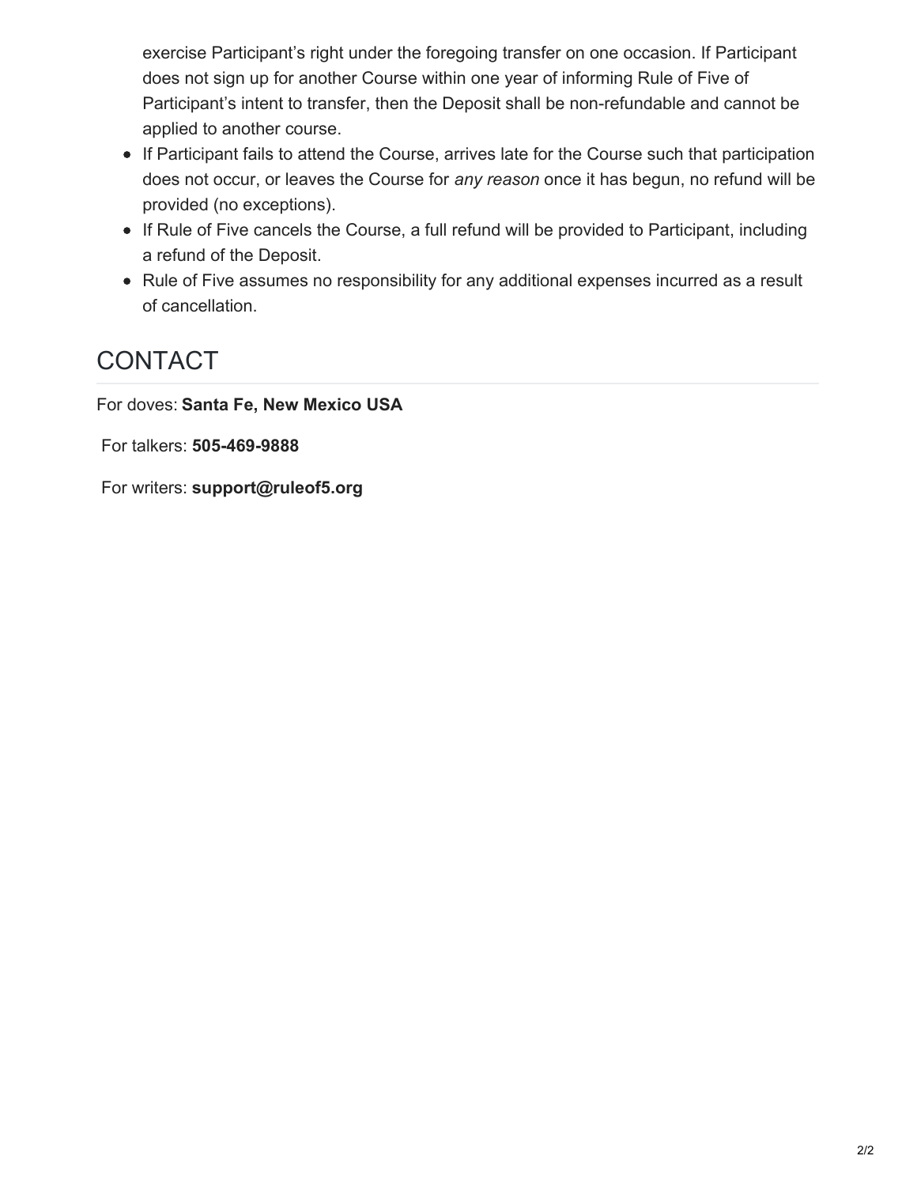exercise Participant's right under the foregoing transfer on one occasion. If Participant does not sign up for another Course within one year of informing Rule of Five of Participant's intent to transfer, then the Deposit shall be non-refundable and cannot be applied to another course.

- If Participant fails to attend the Course, arrives late for the Course such that participation does not occur, or leaves the Course for *any reason* once it has begun, no refund will be provided (no exceptions).
- If Rule of Five cancels the Course, a full refund will be provided to Participant, including a refund of the Deposit.
- Rule of Five assumes no responsibility for any additional expenses incurred as a result of cancellation.

## CONTACT

For doves: **Santa Fe, New Mexico USA**

For talkers: **505-469-9888**

For writers: **support@ruleof5.org**